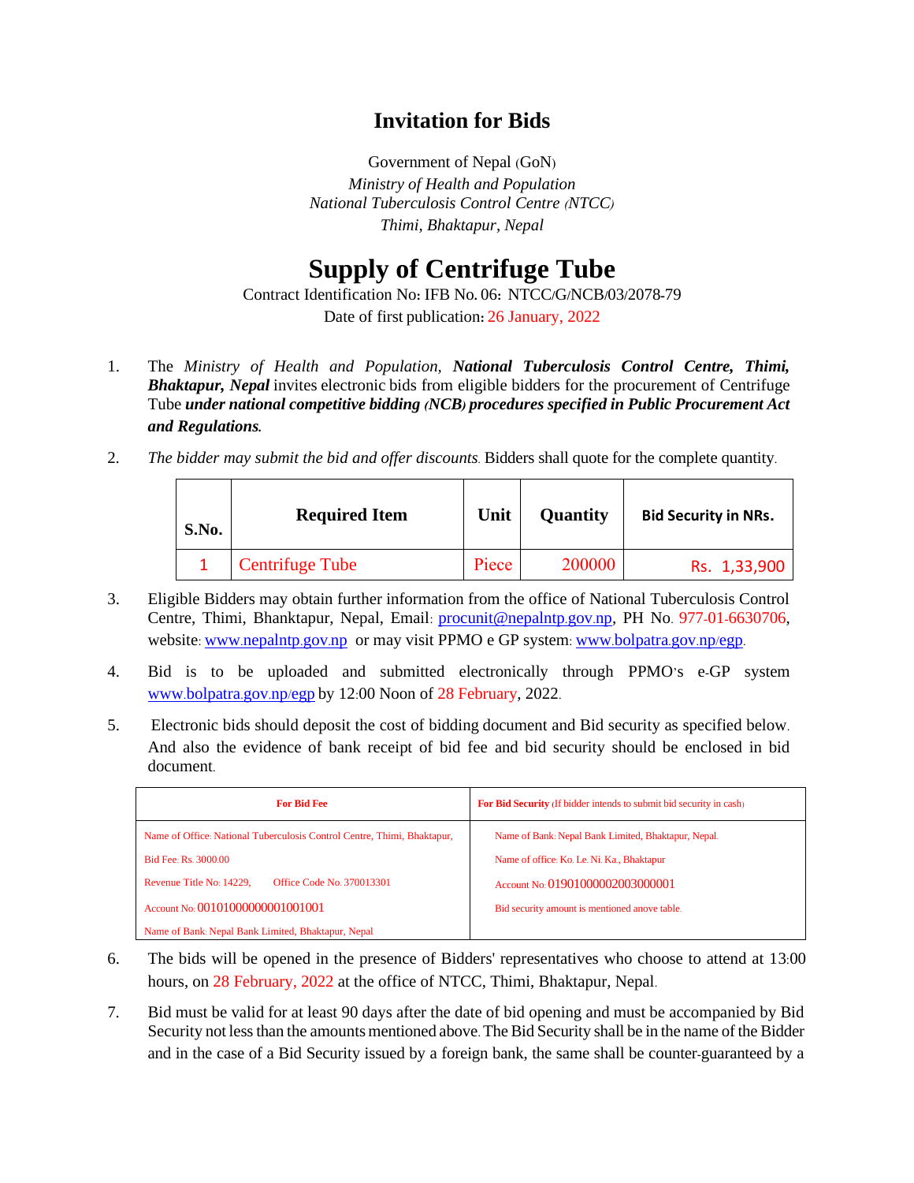# Invitation for Bids

Government of Nepal (GoN)
*Ministry of Health and Population*
*National Tuberculosis Control Centre (NTCC)*
*Thimi, Bhaktapur, Nepal*

## Supply of Centrifuge Tube

Contract Identification No: IFB No. 06: NTCC/G/NCB/03/2078-79
Date of first publication: 26 January, 2022

1. The *Ministry of Health and Population*, ***National Tuberculosis Control Centre, Thimi, Bhaktapur, Nepal*** invites electronic bids from eligible bidders for the procurement of Centrifuge Tube ***under national competitive bidding (NCB) procedures specified in Public Procurement Act and Regulations.***

2. *The bidder may submit the bid and offer discounts.* Bidders shall quote for the complete quantity.

| S.No. | Required Item | Unit | Quantity | Bid Security in NRs. |
|---|---|---|---|---|
| 1 | Centrifuge Tube | Piece | 200000 | Rs. 1,33,900 |

3. Eligible Bidders may obtain further information from the office of National Tuberculosis Control Centre, Thimi, Bhanktapur, Nepal, Email: procunit@nepalntp.gov.np, PH No. 977-01-6630706, website: www.nepalntp.gov.np or may visit PPMO e GP system: www.bolpatra.gov.np/egp.

4. Bid is to be uploaded and submitted electronically through PPMO's e-GP system www.bolpatra.gov.np/egp by 12:00 Noon of 28 February, 2022.

5. Electronic bids should deposit the cost of bidding document and Bid security as specified below. And also the evidence of bank receipt of bid fee and bid security should be enclosed in bid document.

| For Bid Fee | For Bid Security (If bidder intends to submit bid security in cash) |
|---|---|
| Name of Office: National Tuberculosis Control Centre, Thimi, Bhaktapur, | Name of Bank: Nepal Bank Limited, Bhaktapur, Nepal. |
| Bid Fee: Rs. 3000.00 | Name of office: Ko. Le. Ni. Ka., Bhaktapur |
| Revenue Title No: 14229, Office Code No. 370013301 | Account No. 01901000002003000001 |
| Account No: 00101000000001001001 | Bid security amount is mentioned anove table. |
| Name of Bank: Nepal Bank Limited, Bhaktapur, Nepal | |

6. The bids will be opened in the presence of Bidders' representatives who choose to attend at 13:00 hours, on 28 February, 2022 at the office of NTCC, Thimi, Bhaktapur, Nepal.

7. Bid must be valid for at least 90 days after the date of bid opening and must be accompanied by Bid Security not less than the amounts mentioned above. The Bid Security shall be in the name of the Bidder and in the case of a Bid Security issued by a foreign bank, the same shall be counter-guaranteed by a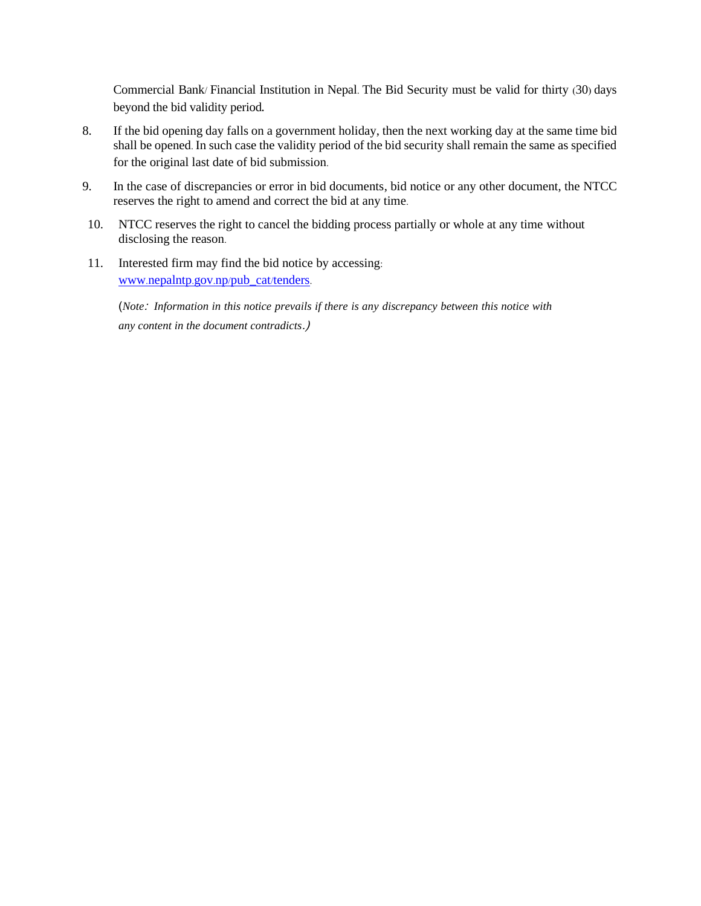Commercial Bank/ Financial Institution in Nepal. The Bid Security must be valid for thirty (30) days beyond the bid validity period.

8. If the bid opening day falls on a government holiday, then the next working day at the same time bid shall be opened. In such case the validity period of the bid security shall remain the same as specified for the original last date of bid submission.

9. In the case of discrepancies or error in bid documents, bid notice or any other document, the NTCC reserves the right to amend and correct the bid at any time.

10. NTCC reserves the right to cancel the bidding process partially or whole at any time without disclosing the reason.

11. Interested firm may find the bid notice by accessing: [www.nepalntp.gov.np/pub_cat/tenders](www.nepalntp.gov.np/pub_cat/tenders).

(*Note: Information in this notice prevails if there is any discrepancy between this notice with any content in the document contradicts.*)